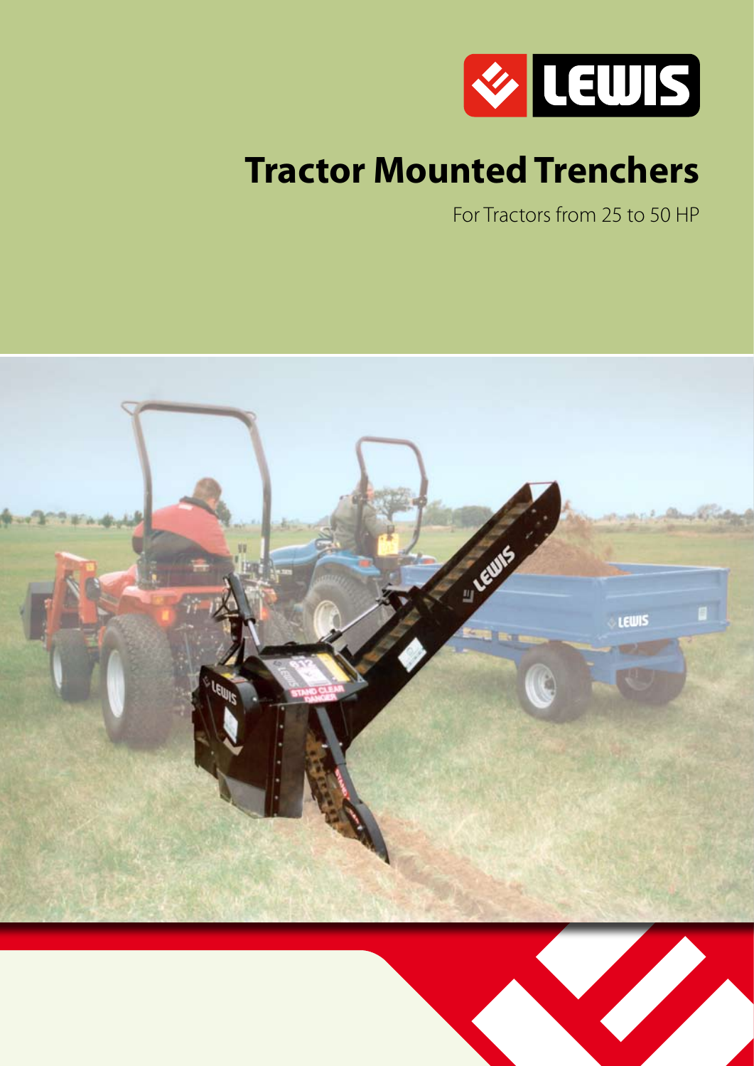LEWIS

# Tractor Mounted Trenchers

For Tractors from 25 to 50 HP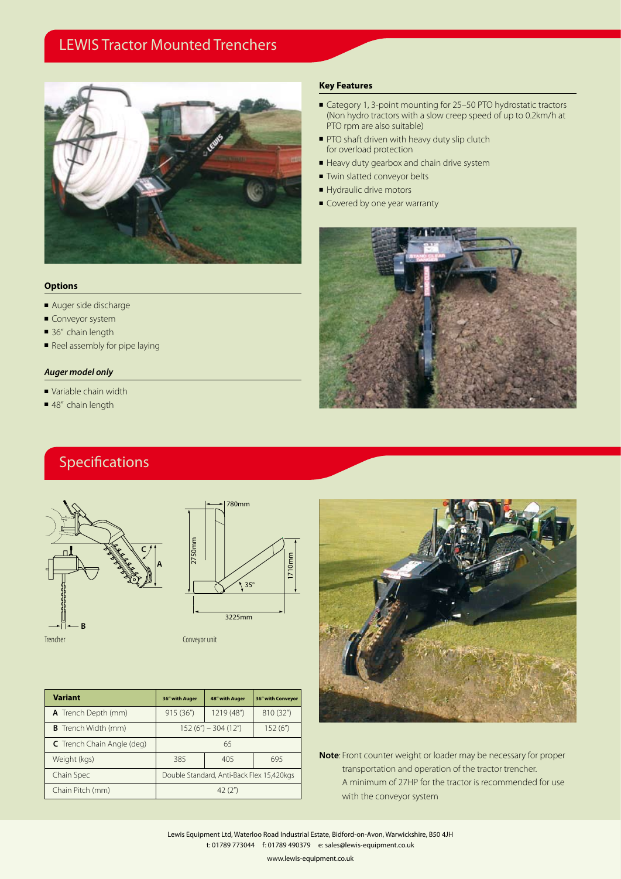# LEWIS Tractor Mounted Trenchers

### Options

- Auger side discharge
- Conveyor system
- 36" chain length
- Reel assembly for pipe laying

### *Auger model only*

- Variable chain width
- 48" chain length

### Key Features

- Category 1, 3-point mounting for 25–50 PTO hydrostatic tractors (Non hydro tractors with a slow creep speed of up to 0.2km/h at PTO rpm are also suitable)
- PTO shaft driven with heavy duty slip clutch for overload protection
- Heavy duty gearbox and chain drive system
- Twin slatted conveyor belts
- Hydraulic drive motors
- Covered by one year warranty

## Specifications

C
A
B

Trencher

780mm
2750mm
1710mm
35°
3225mm

Conveyor unit

| Variant | 36" with Auger | 48" with Auger | 36" with Conveyor |
|---|---|---|---|
| **A** Trench Depth (mm) | 915 (36") | 1219 (48") | 810 (32") |
| **B** Trench Width (mm) | 152 (6") – 304 (12") | | 152 (6") |
| **C** Trench Chain Angle (deg) | 65 | | |
| Weight (kgs) | 385 | 405 | 695 |
| Chain Spec | Double Standard, Anti-Back Flex 15,420kgs | | |
| Chain Pitch (mm) | 42 (2") | | |

**Note**: Front counter weight or loader may be necessary for proper transportation and operation of the tractor trencher.
A minimum of 27HP for the tractor is recommended for use with the conveyor system

Lewis Equipment Ltd, Waterloo Road Industrial Estate, Bidford-on-Avon, Warwickshire, B50 4JH
t: 01789 773044 f: 01789 490379 e: sales@lewis-equipment.co.uk
www.lewis-equipment.co.uk